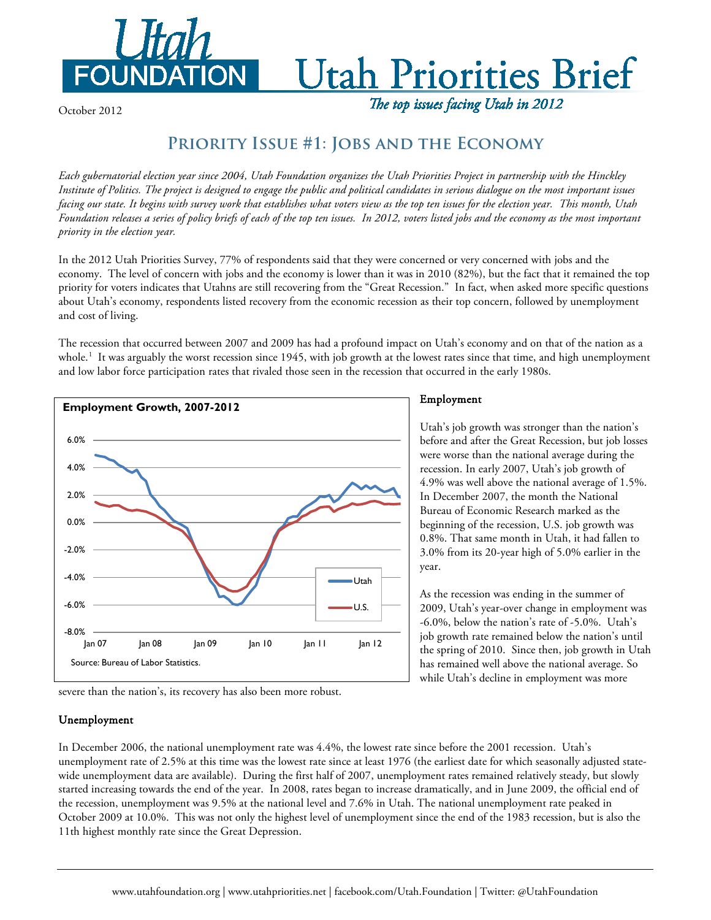# Utah Foundation — Utah Priorities Brief

*The top issues facing Utah in 2012*

October 2012

## Priority Issue #1: Jobs and the Economy

*Each gubernatorial election year since 2004, Utah Foundation organizes the Utah Priorities Project in partnership with the Hinckley Institute of Politics. The project is designed to engage the public and political candidates in serious dialogue on the most important issues facing our state. It begins with survey work that establishes what voters view as the top ten issues for the election year. This month, Utah Foundation releases a series of policy briefs of each of the top ten issues. In 2012, voters listed jobs and the economy as the most important priority in the election year.*

In the 2012 Utah Priorities Survey, 77% of respondents said that they were concerned or very concerned with jobs and the economy. The level of concern with jobs and the economy is lower than it was in 2010 (82%), but the fact that it remained the top priority for voters indicates that Utahns are still recovering from the "Great Recession." In fact, when asked more specific questions about Utah's economy, respondents listed recovery from the economic recession as their top concern, followed by unemployment and cost of living.

The recession that occurred between 2007 and 2009 has had a profound impact on Utah's economy and on that of the nation as a whole.[1] It was arguably the worst recession since 1945, with job growth at the lowest rates since that time, and high unemployment and low labor force participation rates that rivaled those seen in the recession that occurred in the early 1980s.

**Employment Growth, 2007-2012**

Source: Bureau of Labor Statistics.

### Employment

Utah's job growth was stronger than the nation's before and after the Great Recession, but job losses were worse than the national average during the recession. In early 2007, Utah's job growth of 4.9% was well above the national average of 1.5%. In December 2007, the month the National Bureau of Economic Research marked as the beginning of the recession, U.S. job growth was 0.8%. That same month in Utah, it had fallen to 3.0% from its 20-year high of 5.0% earlier in the year.

As the recession was ending in the summer of 2009, Utah's year-over change in employment was -6.0%, below the nation's rate of -5.0%. Utah's job growth rate remained below the nation's until the spring of 2010. Since then, job growth in Utah has remained well above the national average. So while Utah's decline in employment was more severe than the nation's, its recovery has also been more robust.

### Unemployment

In December 2006, the national unemployment rate was 4.4%, the lowest rate since before the 2001 recession. Utah's unemployment rate of 2.5% at this time was the lowest rate since at least 1976 (the earliest date for which seasonally adjusted state-wide unemployment data are available). During the first half of 2007, unemployment rates remained relatively steady, but slowly started increasing towards the end of the year. In 2008, rates began to increase dramatically, and in June 2009, the official end of the recession, unemployment was 9.5% at the national level and 7.6% in Utah. The national unemployment rate peaked in October 2009 at 10.0%. This was not only the highest level of unemployment since the end of the 1983 recession, but is also the 11th highest monthly rate since the Great Depression.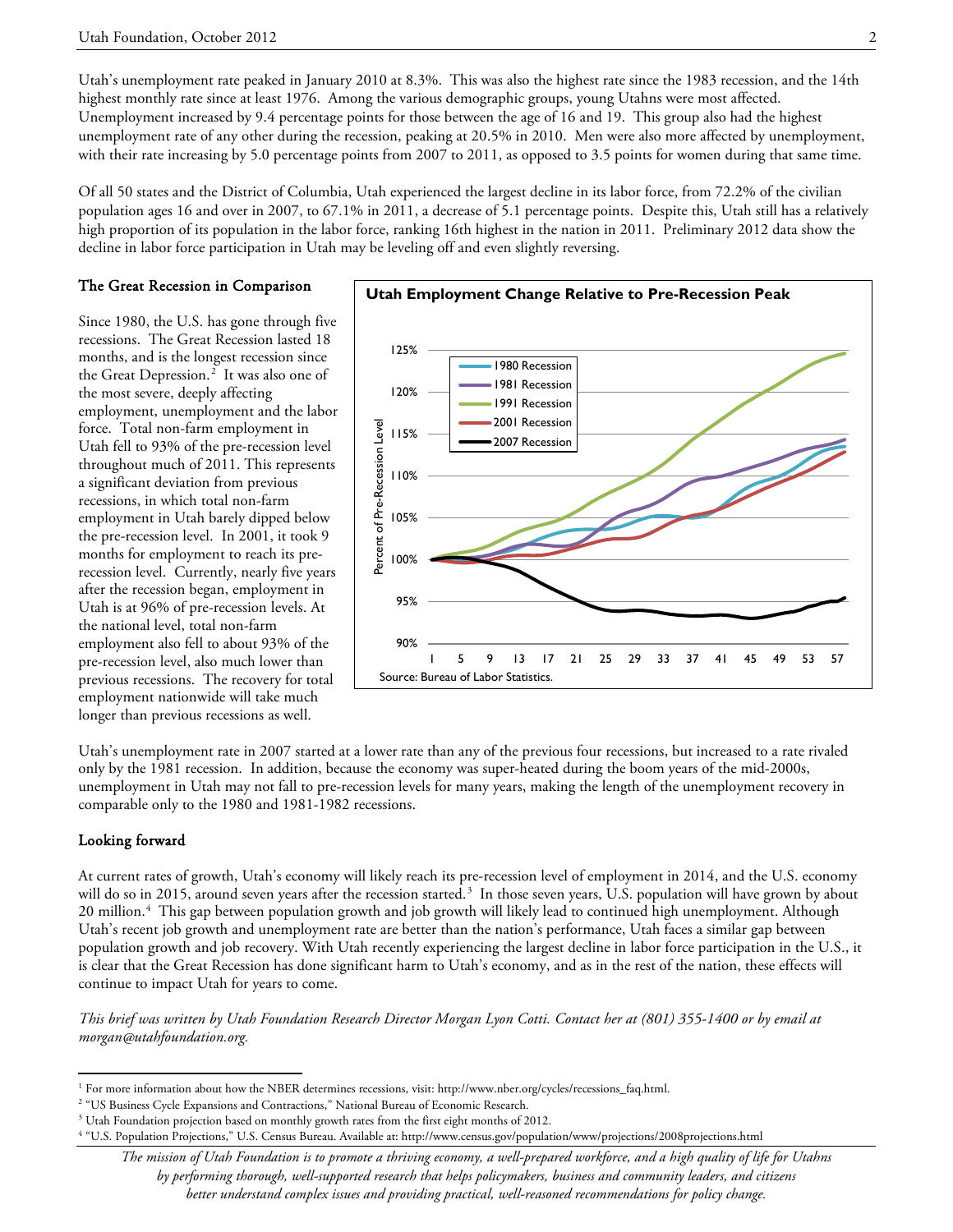Utah's unemployment rate peaked in January 2010 at 8.3%. This was also the highest rate since the 1983 recession, and the 14th highest monthly rate since at least 1976. Among the various demographic groups, young Utahns were most affected. Unemployment increased by 9.4 percentage points for those between the age of 16 and 19. This group also had the highest unemployment rate of any other during the recession, peaking at 20.5% in 2010. Men were also more affected by unemployment, with their rate increasing by 5.0 percentage points from 2007 to 2011, as opposed to 3.5 points for women during that same time.

Of all 50 states and the District of Columbia, Utah experienced the largest decline in its labor force, from 72.2% of the civilian population ages 16 and over in 2007, to 67.1% in 2011, a decrease of 5.1 percentage points. Despite this, Utah still has a relatively high proportion of its population in the labor force, ranking 16th highest in the nation in 2011. Preliminary 2012 data show the decline in labor force participation in Utah may be leveling off and even slightly reversing.

## The Great Recession in Comparison

Since 1980, the U.S. has gone through five recessions. The Great Recession lasted 18 months, and is the longest recession since the Great Depression.[2] It was also one of the most severe, deeply affecting employment, unemployment and the labor force. Total non-farm employment in Utah fell to 93% of the pre-recession level throughout much of 2011. This represents a significant deviation from previous recessions, in which total non-farm employment in Utah barely dipped below the pre-recession level. In 2001, it took 9 months for employment to reach its pre-recession level. Currently, nearly five years after the recession began, employment in Utah is at 96% of pre-recession levels. At the national level, total non-farm employment also fell to about 93% of the pre-recession level, also much lower than previous recessions. The recovery for total employment nationwide will take much longer than previous recessions as well.

**Utah Employment Change Relative to Pre-Recession Peak**

Percent of Pre-Recession Level

125%
120%
115%
110%
105%
100%
95%
90%

1 5 9 13 17 21 25 29 33 37 41 45 49 53 57

1980 Recession
1981 Recession
1991 Recession
2001 Recession
2007 Recession

Source: Bureau of Labor Statistics.

Utah's unemployment rate in 2007 started at a lower rate than any of the previous four recessions, but increased to a rate rivaled only by the 1981 recession. In addition, because the economy was super-heated during the boom years of the mid-2000s, unemployment in Utah may not fall to pre-recession levels for many years, making the length of the unemployment recovery in comparable only to the 1980 and 1981-1982 recessions.

## Looking forward

At current rates of growth, Utah's economy will likely reach its pre-recession level of employment in 2014, and the U.S. economy will do so in 2015, around seven years after the recession started.[3] In those seven years, U.S. population will have grown by about 20 million.[4] This gap between population growth and job growth will likely lead to continued high unemployment. Although Utah's recent job growth and unemployment rate are better than the nation's performance, Utah faces a similar gap between population growth and job recovery. With Utah recently experiencing the largest decline in labor force participation in the U.S., it is clear that the Great Recession has done significant harm to Utah's economy, and as in the rest of the nation, these effects will continue to impact Utah for years to come.

*This brief was written by Utah Foundation Research Director Morgan Lyon Cotti. Contact her at (801) 355-1400 or by email at morgan@utahfoundation.org.*

---

[1] For more information about how the NBER determines recessions, visit: http://www.nber.org/cycles/recessions_faq.html.

[2] "US Business Cycle Expansions and Contractions," National Bureau of Economic Research.

[3] Utah Foundation projection based on monthly growth rates from the first eight months of 2012.

[4] "U.S. Population Projections," U.S. Census Bureau. Available at: http://www.census.gov/population/www/projections/2008projections.html

*The mission of Utah Foundation is to promote a thriving economy, a well-prepared workforce, and a high quality of life for Utahns by performing thorough, well-supported research that helps policymakers, business and community leaders, and citizens better understand complex issues and providing practical, well-reasoned recommendations for policy change.*